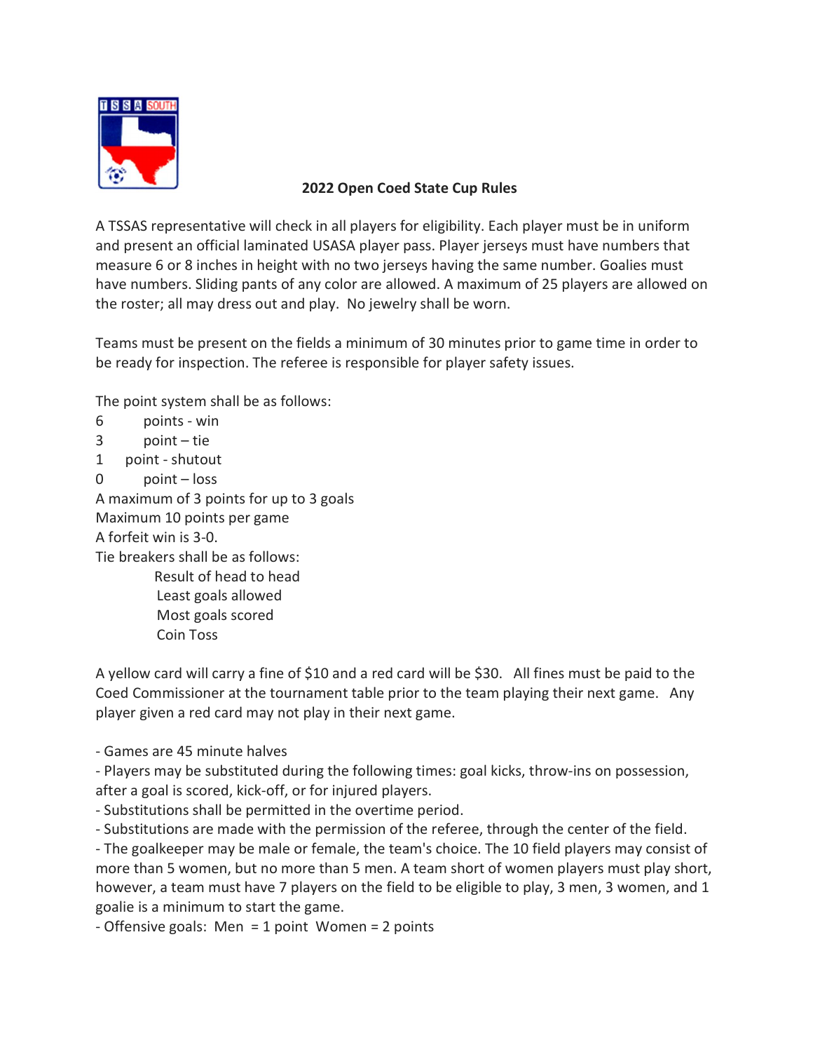## 2022 Open Coed State Cup Rules

A TSSAS representative will check in all players for eligibility. Each player must be in uniform and present an official laminated USASA player pass. Player jerseys must have numbers that measure 6 or 8 inches in height with no two jerseys having the same number. Goalies must have numbers. Sliding pants of any color are allowed. A maximum of 25 players are allowed on the roster; all may dress out and play. No jewelry shall be worn.

Teams must be present on the fields a minimum of 30 minutes prior to game time in order to be ready for inspection. The referee is responsible for player safety issues.

The point system shall be as follows:

6 points - win
3 point – tie
1 point - shutout
0 point – loss
A maximum of 3 points for up to 3 goals
Maximum 10 points per game
A forfeit win is 3-0.
Tie breakers shall be as follows:

- Result of head to head
- Least goals allowed
- Most goals scored
- Coin Toss

A yellow card will carry a fine of $10 and a red card will be $30. All fines must be paid to the Coed Commissioner at the tournament table prior to the team playing their next game. Any player given a red card may not play in their next game.

- Games are 45 minute halves
- Players may be substituted during the following times: goal kicks, throw-ins on possession, after a goal is scored, kick-off, or for injured players.
- Substitutions shall be permitted in the overtime period.
- Substitutions are made with the permission of the referee, through the center of the field.
- The goalkeeper may be male or female, the team's choice. The 10 field players may consist of more than 5 women, but no more than 5 men. A team short of women players must play short, however, a team must have 7 players on the field to be eligible to play, 3 men, 3 women, and 1 goalie is a minimum to start the game.
- Offensive goals: Men = 1 point Women = 2 points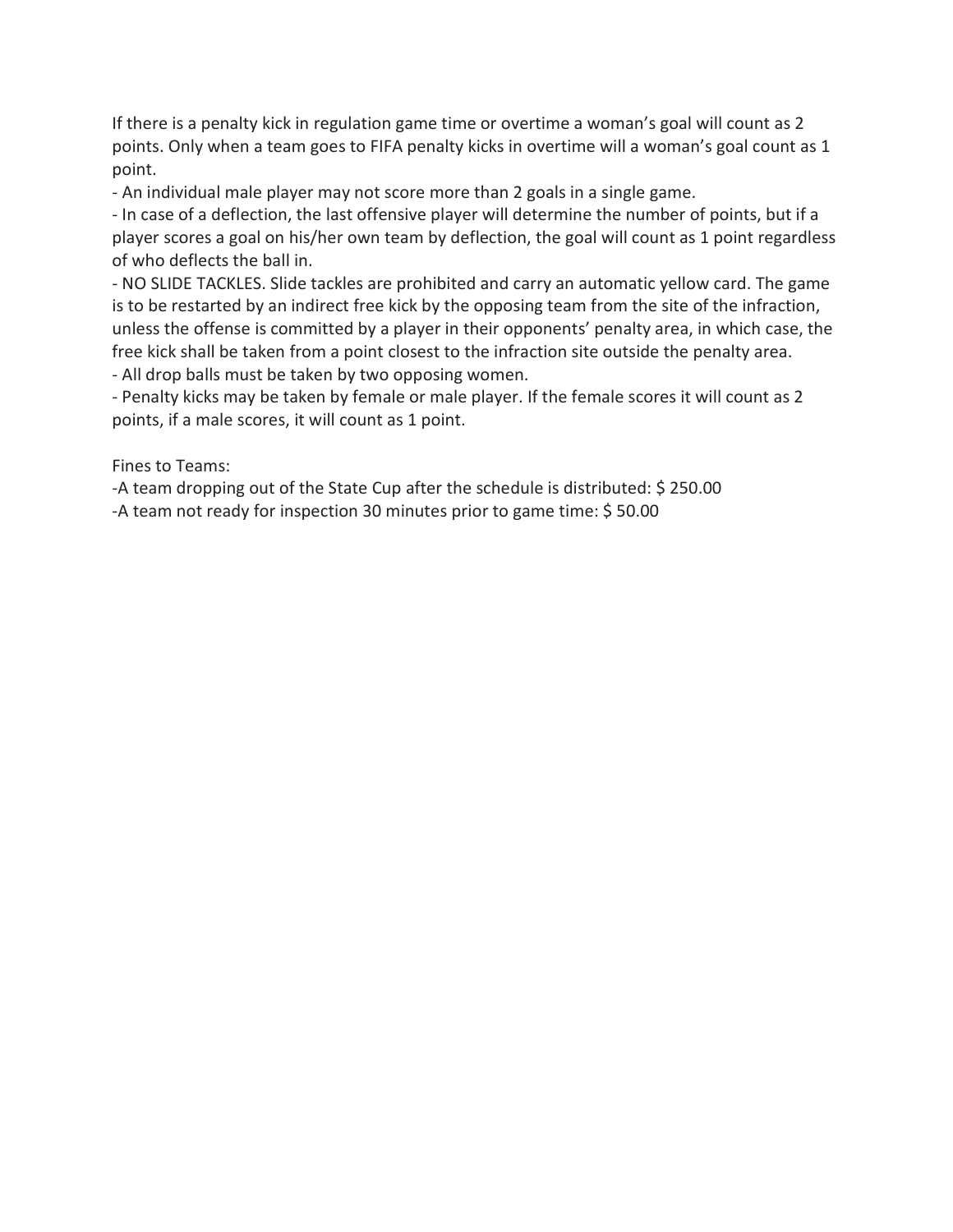If there is a penalty kick in regulation game time or overtime a woman's goal will count as 2 points. Only when a team goes to FIFA penalty kicks in overtime will a woman's goal count as 1 point.

- An individual male player may not score more than 2 goals in a single game.
- In case of a deflection, the last offensive player will determine the number of points, but if a player scores a goal on his/her own team by deflection, the goal will count as 1 point regardless of who deflects the ball in.
- NO SLIDE TACKLES. Slide tackles are prohibited and carry an automatic yellow card. The game is to be restarted by an indirect free kick by the opposing team from the site of the infraction, unless the offense is committed by a player in their opponents' penalty area, in which case, the free kick shall be taken from a point closest to the infraction site outside the penalty area.
- All drop balls must be taken by two opposing women.
- Penalty kicks may be taken by female or male player. If the female scores it will count as 2 points, if a male scores, it will count as 1 point.

Fines to Teams:

-A team dropping out of the State Cup after the schedule is distributed: $ 250.00

-A team not ready for inspection 30 minutes prior to game time: $ 50.00